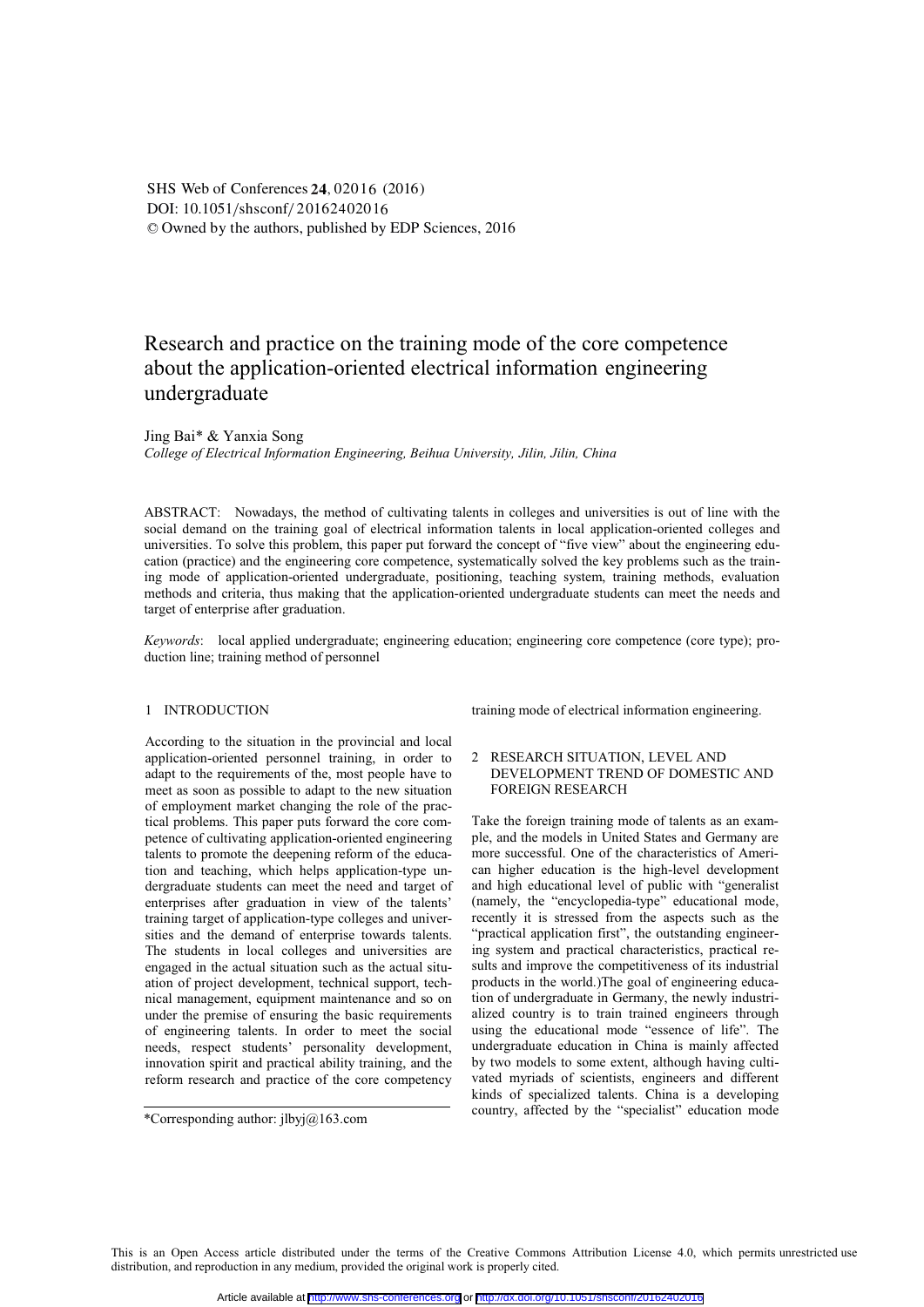# Research and practice on the training mode of the core competence about the application-oriented electrical information engineering undergraduate

Jing Bai* & Yanxia Song

*College of Electrical Information Engineering, Beihua University, Jilin, Jilin, China*

ABSTRACT: Nowadays, the method of cultivating talents in colleges and universities is out of line with the social demand on the training goal of electrical information talents in local application-oriented colleges and universities. To solve this problem, this paper put forward the concept of "five view" about the engineering education (practice) and the engineering core competence, systematically solved the key problems such as the training mode of application-oriented undergraduate, positioning, teaching system, training methods, evaluation methods and criteria, thus making that the application-oriented undergraduate students can meet the needs and target of enterprise after graduation.

*Keywords*: local applied undergraduate; engineering education; engineering core competence (core type); production line; training method of personnel

## 1 INTRODUCTION

According to the situation in the provincial and local application-oriented personnel training, in order to adapt to the requirements of the, most people have to meet as soon as possible to adapt to the new situation of employment market changing the role of the practical problems. This paper puts forward the core competence of cultivating application-oriented engineering talents to promote the deepening reform of the education and teaching, which helps application-type undergraduate students can meet the need and target of enterprises after graduation in view of the talents' training target of application-type colleges and universities and the demand of enterprise towards talents. The students in local colleges and universities are engaged in the actual situation such as the actual situation of project development, technical support, technical management, equipment maintenance and so on under the premise of ensuring the basic requirements of engineering talents. In order to meet the social needs, respect students' personality development, innovation spirit and practical ability training, and the reform research and practice of the core competency training mode of electrical information engineering.

## 2 RESEARCH SITUATION, LEVEL AND DEVELOPMENT TREND OF DOMESTIC AND FOREIGN RESEARCH

Take the foreign training mode of talents as an example, and the models in United States and Germany are more successful. One of the characteristics of American higher education is the high-level development and high educational level of public with "generalist (namely, the "encyclopedia-type" educational mode, recently it is stressed from the aspects such as the "practical application first", the outstanding engineering system and practical characteristics, practical results and improve the competitiveness of its industrial products in the world.)The goal of engineering education of undergraduate in Germany, the newly industrialized country is to train trained engineers through using the educational mode "essence of life". The undergraduate education in China is mainly affected by two models to some extent, although having cultivated myriads of scientists, engineers and different kinds of specialized talents. China is a developing country, affected by the "specialist" education mode

*Corresponding author: jlbyj@163.com

This is an Open Access article distributed under the terms of the Creative Commons Attribution License 4.0, which permits unrestricted use distribution, and reproduction in any medium, provided the original work is properly cited.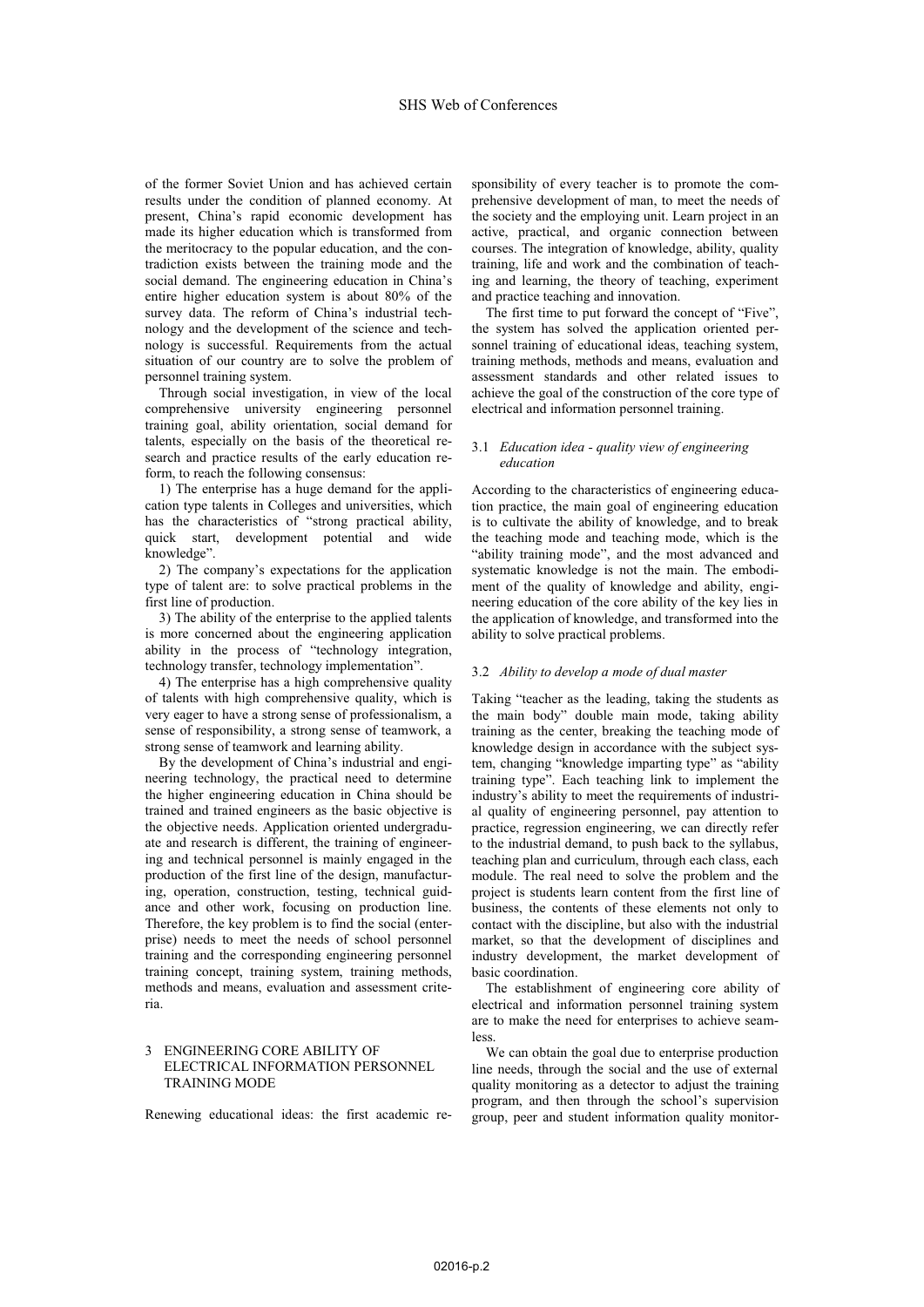of the former Soviet Union and has achieved certain results under the condition of planned economy. At present, China's rapid economic development has made its higher education which is transformed from the meritocracy to the popular education, and the contradiction exists between the training mode and the social demand. The engineering education in China's entire higher education system is about 80% of the survey data. The reform of China's industrial technology and the development of the science and technology is successful. Requirements from the actual situation of our country are to solve the problem of personnel training system.

Through social investigation, in view of the local comprehensive university engineering personnel training goal, ability orientation, social demand for talents, especially on the basis of the theoretical research and practice results of the early education reform, to reach the following consensus:

1) The enterprise has a huge demand for the application type talents in Colleges and universities, which has the characteristics of "strong practical ability, quick start, development potential and wide knowledge".

2) The company's expectations for the application type of talent are: to solve practical problems in the first line of production.

3) The ability of the enterprise to the applied talents is more concerned about the engineering application ability in the process of "technology integration, technology transfer, technology implementation".

4) The enterprise has a high comprehensive quality of talents with high comprehensive quality, which is very eager to have a strong sense of professionalism, a sense of responsibility, a strong sense of teamwork, a strong sense of teamwork and learning ability.

By the development of China's industrial and engineering technology, the practical need to determine the higher engineering education in China should be trained and trained engineers as the basic objective is the objective needs. Application oriented undergraduate and research is different, the training of engineering and technical personnel is mainly engaged in the production of the first line of the design, manufacturing, operation, construction, testing, technical guidance and other work, focusing on production line. Therefore, the key problem is to find the social (enterprise) needs to meet the needs of school personnel training and the corresponding engineering personnel training concept, training system, training methods, methods and means, evaluation and assessment criteria.

## 3 ENGINEERING CORE ABILITY OF ELECTRICAL INFORMATION PERSONNEL TRAINING MODE

Renewing educational ideas: the first academic responsibility of every teacher is to promote the comprehensive development of man, to meet the needs of the society and the employing unit. Learn project in an active, practical, and organic connection between courses. The integration of knowledge, ability, quality training, life and work and the combination of teaching and learning, the theory of teaching, experiment and practice teaching and innovation.

The first time to put forward the concept of "Five", the system has solved the application oriented personnel training of educational ideas, teaching system, training methods, methods and means, evaluation and assessment standards and other related issues to achieve the goal of the construction of the core type of electrical and information personnel training.

### 3.1 *Education idea - quality view of engineering education*

According to the characteristics of engineering education practice, the main goal of engineering education is to cultivate the ability of knowledge, and to break the teaching mode and teaching mode, which is the "ability training mode", and the most advanced and systematic knowledge is not the main. The embodiment of the quality of knowledge and ability, engineering education of the core ability of the key lies in the application of knowledge, and transformed into the ability to solve practical problems.

### 3.2 *Ability to develop a mode of dual master*

Taking "teacher as the leading, taking the students as the main body" double main mode, taking ability training as the center, breaking the teaching mode of knowledge design in accordance with the subject system, changing "knowledge imparting type" as "ability training type". Each teaching link to implement the industry's ability to meet the requirements of industrial quality of engineering personnel, pay attention to practice, regression engineering, we can directly refer to the industrial demand, to push back to the syllabus, teaching plan and curriculum, through each class, each module. The real need to solve the problem and the project is students learn content from the first line of business, the contents of these elements not only to contact with the discipline, but also with the industrial market, so that the development of disciplines and industry development, the market development of basic coordination.

The establishment of engineering core ability of electrical and information personnel training system are to make the need for enterprises to achieve seamless.

We can obtain the goal due to enterprise production line needs, through the social and the use of external quality monitoring as a detector to adjust the training program, and then through the school's supervision group, peer and student information quality monitor-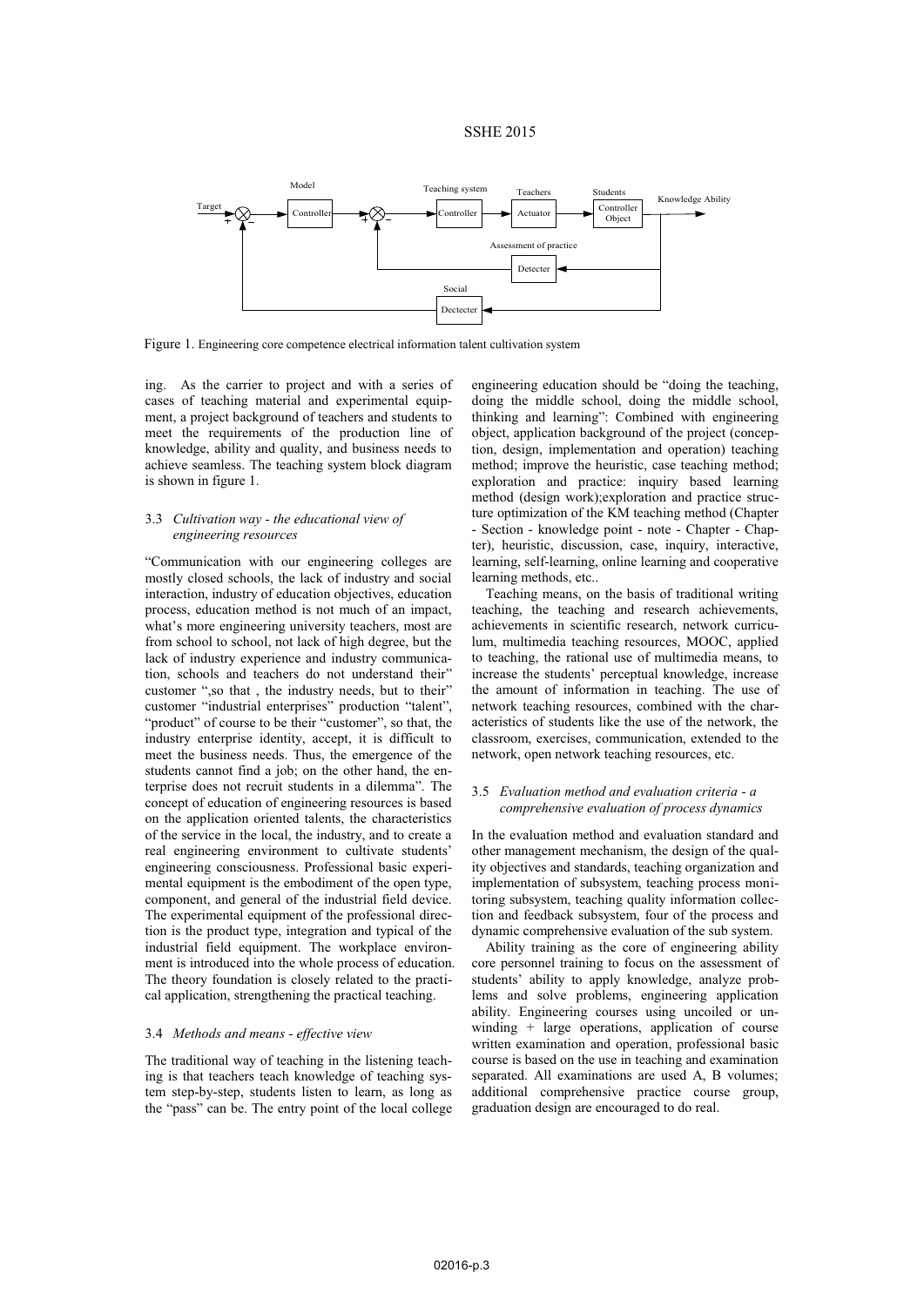Figure 1. Engineering core competence electrical information talent cultivation system

ing. As the carrier to project and with a series of cases of teaching material and experimental equipment, a project background of teachers and students to meet the requirements of the production line of knowledge, ability and quality, and business needs to achieve seamless. The teaching system block diagram is shown in figure 1.

### 3.3 *Cultivation way - the educational view of engineering resources*

"Communication with our engineering colleges are mostly closed schools, the lack of industry and social interaction, industry of education objectives, education process, education method is not much of an impact, what's more engineering university teachers, most are from school to school, not lack of high degree, but the lack of industry experience and industry communication, schools and teachers do not understand their" customer ",so that , the industry needs, but to their" customer "industrial enterprises" production "talent", "product" of course to be their "customer", so that, the industry enterprise identity, accept, it is difficult to meet the business needs. Thus, the emergence of the students cannot find a job; on the other hand, the enterprise does not recruit students in a dilemma". The concept of education of engineering resources is based on the application oriented talents, the characteristics of the service in the local, the industry, and to create a real engineering environment to cultivate students' engineering consciousness. Professional basic experimental equipment is the embodiment of the open type, component, and general of the industrial field device. The experimental equipment of the professional direction is the product type, integration and typical of the industrial field equipment. The workplace environment is introduced into the whole process of education. The theory foundation is closely related to the practical application, strengthening the practical teaching.

### 3.4 *Methods and means - effective view*

The traditional way of teaching in the listening teaching is that teachers teach knowledge of teaching system step-by-step, students listen to learn, as long as the "pass" can be. The entry point of the local college engineering education should be "doing the teaching, doing the middle school, doing the middle school, thinking and learning": Combined with engineering object, application background of the project (conception, design, implementation and operation) teaching method; improve the heuristic, case teaching method; exploration and practice: inquiry based learning method (design work);exploration and practice structure optimization of the KM teaching method (Chapter - Section - knowledge point - note - Chapter - Chapter), heuristic, discussion, case, inquiry, interactive, learning, self-learning, online learning and cooperative learning methods, etc..

Teaching means, on the basis of traditional writing teaching, the teaching and research achievements, achievements in scientific research, network curriculum, multimedia teaching resources, MOOC, applied to teaching, the rational use of multimedia means, to increase the students' perceptual knowledge, increase the amount of information in teaching. The use of network teaching resources, combined with the characteristics of students like the use of the network, the classroom, exercises, communication, extended to the network, open network teaching resources, etc.

### 3.5 *Evaluation method and evaluation criteria - a comprehensive evaluation of process dynamics*

In the evaluation method and evaluation standard and other management mechanism, the design of the quality objectives and standards, teaching organization and implementation of subsystem, teaching process monitoring subsystem, teaching quality information collection and feedback subsystem, four of the process and dynamic comprehensive evaluation of the sub system.

Ability training as the core of engineering ability core personnel training to focus on the assessment of students' ability to apply knowledge, analyze problems and solve problems, engineering application ability. Engineering courses using uncoiled or unwinding + large operations, application of course written examination and operation, professional basic course is based on the use in teaching and examination separated. All examinations are used A, B volumes; additional comprehensive practice course group, graduation design are encouraged to do real.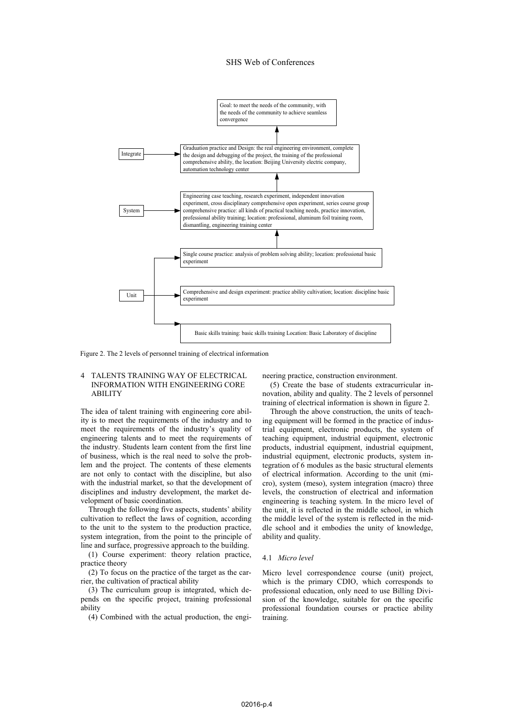Goal: to meet the needs of the community, with the needs of the community to achieve seamless convergence

Integrate → Graduation practice and Design: the real engineering environment, complete the design and debugging of the project, the training of the professional comprehensive ability, the location: Beijing University electric company, automation technology center

System → Engineering case teaching, research experiment, independent innovation experiment, cross disciplinary comprehensive open experiment, series course group comprehensive practice: all kinds of practical teaching needs, practice innovation, professional ability training; location: professional, aluminum foil training room, dismantling, engineering training center

Unit →
- Single course practice: analysis of problem solving ability; location: professional basic experiment
- Comprehensive and design experiment: practice ability cultivation; location: discipline basic experiment
- Basic skills training: basic skills training Location: Basic Laboratory of discipline

Figure 2. The 2 levels of personnel training of electrical information

## 4 TALENTS TRAINING WAY OF ELECTRICAL INFORMATION WITH ENGINEERING CORE ABILITY

The idea of talent training with engineering core ability is to meet the requirements of the industry and to meet the requirements of the industry's quality of engineering talents and to meet the requirements of the industry. Students learn content from the first line of business, which is the real need to solve the problem and the project. The contents of these elements are not only to contact with the discipline, but also with the industrial market, so that the development of disciplines and industry development, the market development of basic coordination.

Through the following five aspects, students' ability cultivation to reflect the laws of cognition, according to the unit to the system to the production practice, system integration, from the point to the principle of line and surface, progressive approach to the building.

(1) Course experiment: theory relation practice, practice theory

(2) To focus on the practice of the target as the carrier, the cultivation of practical ability

(3) The curriculum group is integrated, which depends on the specific project, training professional ability

(4) Combined with the actual production, the engineering practice, construction environment.

(5) Create the base of students extracurricular innovation, ability and quality. The 2 levels of personnel training of electrical information is shown in figure 2.

Through the above construction, the units of teaching equipment will be formed in the practice of industrial equipment, electronic products, the system of teaching equipment, industrial equipment, electronic products, industrial equipment, industrial equipment, industrial equipment, electronic products, system integration of 6 modules as the basic structural elements of electrical information. According to the unit (micro), system (meso), system integration (macro) three levels, the construction of electrical and information engineering is teaching system. In the micro level of the unit, it is reflected in the middle school, in which the middle level of the system is reflected in the middle school and it embodies the unity of knowledge, ability and quality.

### 4.1 *Micro level*

Micro level correspondence course (unit) project, which is the primary CDIO, which corresponds to professional education, only need to use Billing Division of the knowledge, suitable for on the specific professional foundation courses or practice ability training.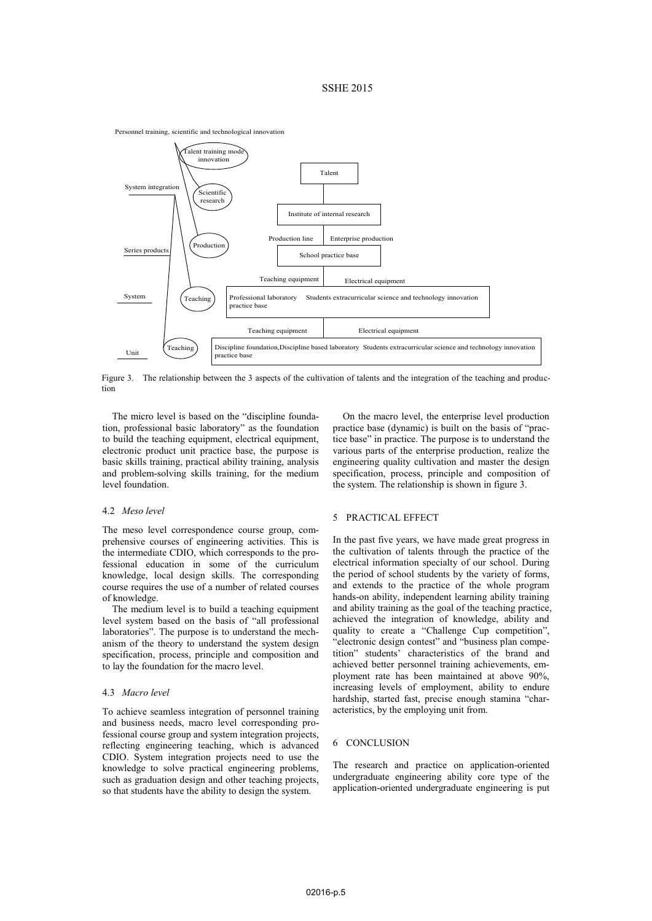Personnel training, scientific and technological innovation

Talent training mode innovation

Talent

System integration

Scientific research

Institute of internal research

Production line

Enterprise production

Series products

Production

School practice base

Teaching equipment

Electrical equipment

System

Teaching

Professional laboratory practice base

Students extracurricular science and technology innovation

Teaching equipment

Electrical equipment

Unit

Teaching

Discipline foundation,Discipline based laboratory practice base

Students extracurricular science and technology innovation

Figure 3. The relationship between the 3 aspects of the cultivation of talents and the integration of the teaching and production

The micro level is based on the "discipline foundation, professional basic laboratory" as the foundation to build the teaching equipment, electrical equipment, electronic product unit practice base, the purpose is basic skills training, practical ability training, analysis and problem-solving skills training, for the medium level foundation.

### 4.2 *Meso level*

The meso level correspondence course group, comprehensive courses of engineering activities. This is the intermediate CDIO, which corresponds to the professional education in some of the curriculum knowledge, local design skills. The corresponding course requires the use of a number of related courses of knowledge.

The medium level is to build a teaching equipment level system based on the basis of "all professional laboratories". The purpose is to understand the mechanism of the theory to understand the system design specification, process, principle and composition and to lay the foundation for the macro level.

### 4.3 *Macro level*

To achieve seamless integration of personnel training and business needs, macro level corresponding professional course group and system integration projects, reflecting engineering teaching, which is advanced CDIO. System integration projects need to use the knowledge to solve practical engineering problems, such as graduation design and other teaching projects, so that students have the ability to design the system.

On the macro level, the enterprise level production practice base (dynamic) is built on the basis of "practice base" in practice. The purpose is to understand the various parts of the enterprise production, realize the engineering quality cultivation and master the design specification, process, principle and composition of the system. The relationship is shown in figure 3.

## 5 PRACTICAL EFFECT

In the past five years, we have made great progress in the cultivation of talents through the practice of the electrical information specialty of our school. During the period of school students by the variety of forms, and extends to the practice of the whole program hands-on ability, independent learning ability training and ability training as the goal of the teaching practice, achieved the integration of knowledge, ability and quality to create a "Challenge Cup competition", "electronic design contest" and "business plan competition" students' characteristics of the brand and achieved better personnel training achievements, employment rate has been maintained at above 90%, increasing levels of employment, ability to endure hardship, started fast, precise enough stamina "characteristics, by the employing unit from.

## 6 CONCLUSION

The research and practice on application-oriented undergraduate engineering ability core type of the application-oriented undergraduate engineering is put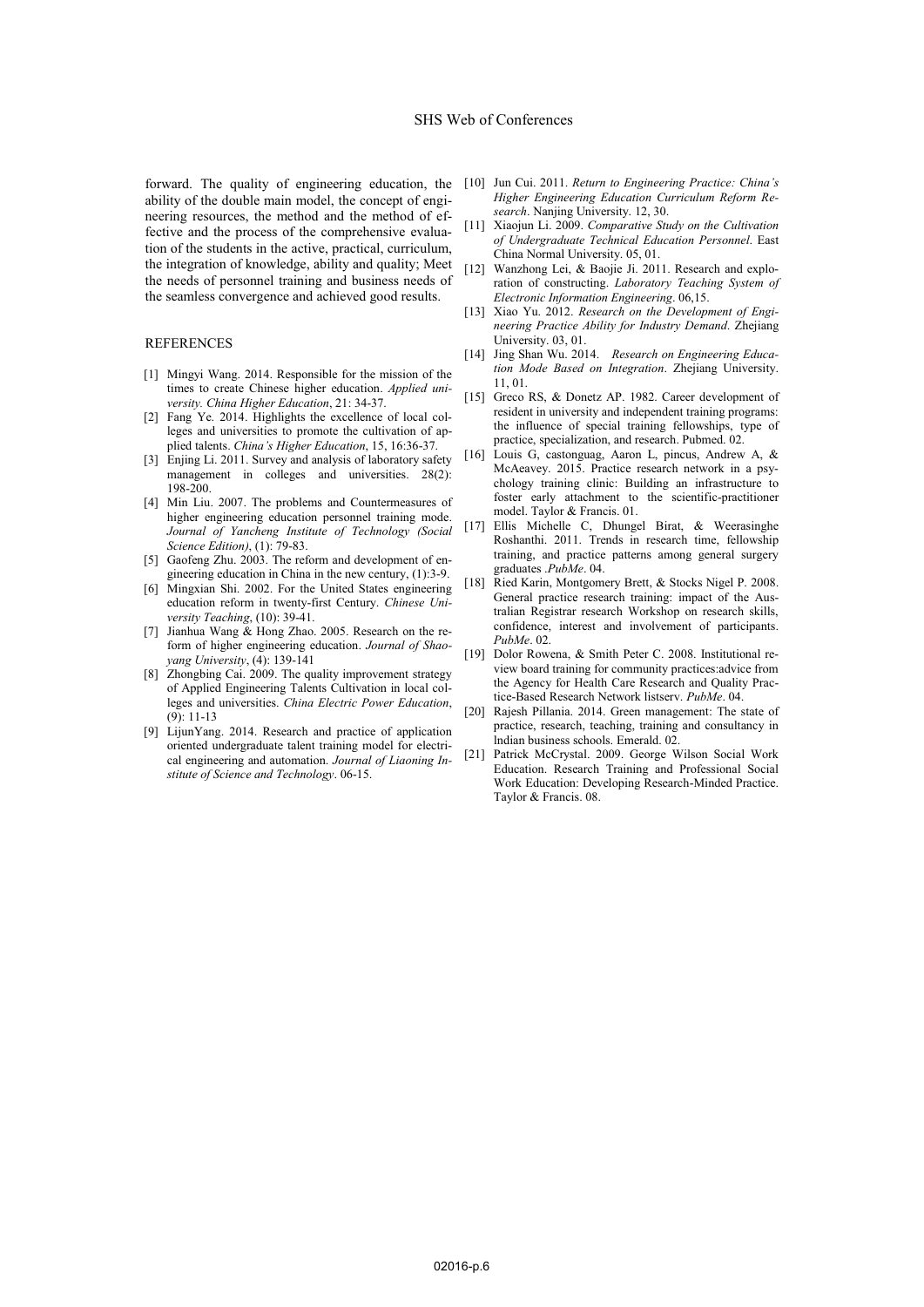forward. The quality of engineering education, the ability of the double main model, the concept of engineering resources, the method and the method of effective and the process of the comprehensive evaluation of the students in the active, practical, curriculum, the integration of knowledge, ability and quality; Meet the needs of personnel training and business needs of the seamless convergence and achieved good results.

## REFERENCES

[1] Mingyi Wang. 2014. Responsible for the mission of the times to create Chinese higher education. *Applied university. China Higher Education*, 21: 34-37.

[2] Fang Ye. 2014. Highlights the excellence of local colleges and universities to promote the cultivation of applied talents. *China's Higher Education*, 15, 16:36-37.

[3] Enjing Li. 2011. Survey and analysis of laboratory safety management in colleges and universities. 28(2): 198-200.

[4] Min Liu. 2007. The problems and Countermeasures of higher engineering education personnel training mode. *Journal of Yancheng Institute of Technology (Social Science Edition)*, (1): 79-83.

[5] Gaofeng Zhu. 2003. The reform and development of engineering education in China in the new century, (1):3-9.

[6] Mingxian Shi. 2002. For the United States engineering education reform in twenty-first Century. *Chinese University Teaching*, (10): 39-41.

[7] Jianhua Wang & Hong Zhao. 2005. Research on the reform of higher engineering education. *Journal of Shaoyang University*, (4): 139-141

[8] Zhongbing Cai. 2009. The quality improvement strategy of Applied Engineering Talents Cultivation in local colleges and universities. *China Electric Power Education*, (9): 11-13

[9] LijunYang. 2014. Research and practice of application oriented undergraduate talent training model for electrical engineering and automation. *Journal of Liaoning Institute of Science and Technology*. 06-15.

[10] Jun Cui. 2011. *Return to Engineering Practice: China's Higher Engineering Education Curriculum Reform Research*. Nanjing University. 12, 30.

[11] Xiaojun Li. 2009. *Comparative Study on the Cultivation of Undergraduate Technical Education Personnel*. East China Normal University. 05, 01.

[12] Wanzhong Lei, & Baojie Ji. 2011. Research and exploration of constructing. *Laboratory Teaching System of Electronic Information Engineering*. 06,15.

[13] Xiao Yu. 2012. *Research on the Development of Engineering Practice Ability for Industry Demand*. Zhejiang University. 03, 01.

[14] Jing Shan Wu. 2014. *Research on Engineering Education Mode Based on Integration*. Zhejiang University. 11, 01.

[15] Greco RS, & Donetz AP. 1982. Career development of resident in university and independent training programs: the influence of special training fellowships, type of practice, specialization, and research. Pubmed. 02.

[16] Louis G, castonguag, Aaron L, pincus, Andrew A, & McAeavey. 2015. Practice research network in a psychology training clinic: Building an infrastructure to foster early attachment to the scientific-practitioner model. Taylor & Francis. 01.

[17] Ellis Michelle C, Dhungel Birat, & Weerasinghe Roshanthi. 2011. Trends in research time, fellowship training, and practice patterns among general surgery graduates .*PubMe*. 04.

[18] Ried Karin, Montgomery Brett, & Stocks Nigel P. 2008. General practice research training: impact of the Australian Registrar research Workshop on research skills, confidence, interest and involvement of participants. *PubMe*. 02.

[19] Dolor Rowena, & Smith Peter C. 2008. Institutional review board training for community practices:advice from the Agency for Health Care Research and Quality Practice-Based Research Network listserv. *PubMe*. 04.

[20] Rajesh Pillania. 2014. Green management: The state of practice, research, teaching, training and consultancy in lndian business schools. Emerald. 02.

[21] Patrick McCrystal. 2009. George Wilson Social Work Education. Research Training and Professional Social Work Education: Developing Research-Minded Practice. Taylor & Francis. 08.